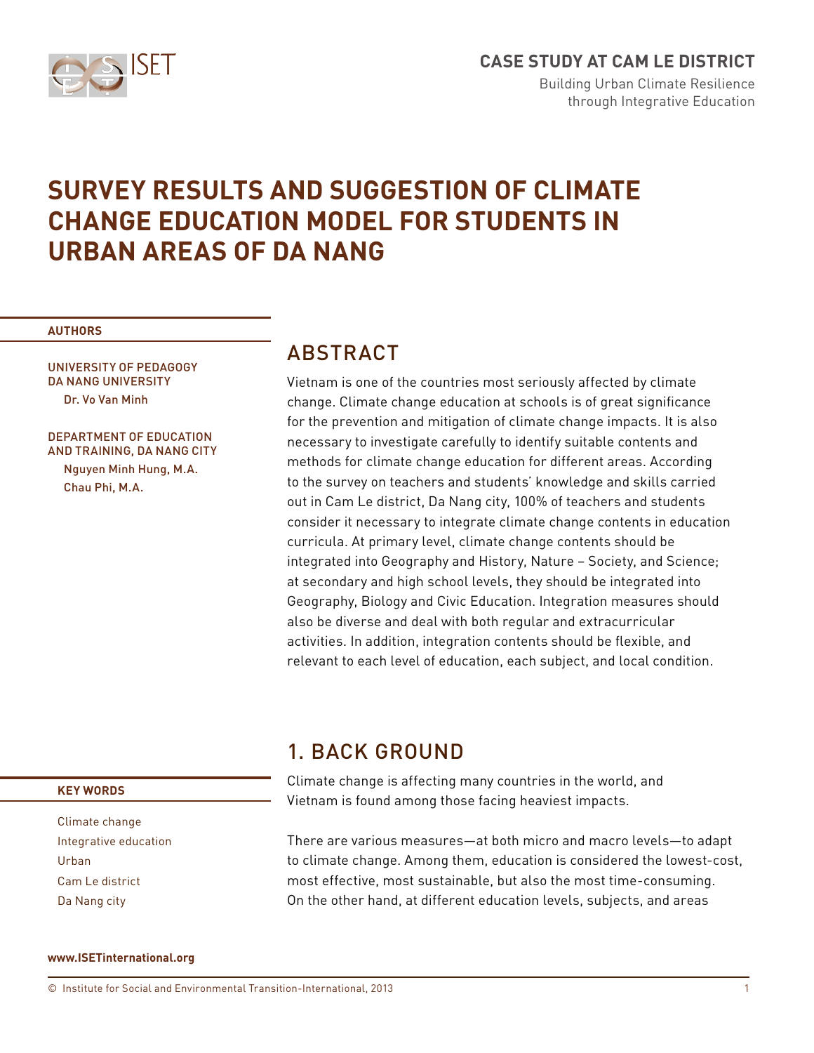CASE STUDY AT CAM LE DISTRICT

Building Urban Climate Resilience through Integrative Education

# SURVEY RESULTS AND SUGGESTION OF CLIMATE CHANGE EDUCATION MODEL FOR STUDENTS IN URBAN AREAS OF DA NANG

**AUTHORS**

UNIVERSITY OF PEDAGOGY
DA NANG UNIVERSITY
Dr. Vo Van Minh

DEPARTMENT OF EDUCATION AND TRAINING, DA NANG CITY
Nguyen Minh Hung, M.A.
Chau Phi, M.A.

**KEY WORDS**

Climate change
Integrative education
Urban
Cam Le district
Da Nang city

## ABSTRACT

Vietnam is one of the countries most seriously affected by climate change. Climate change education at schools is of great significance for the prevention and mitigation of climate change impacts. It is also necessary to investigate carefully to identify suitable contents and methods for climate change education for different areas. According to the survey on teachers and students' knowledge and skills carried out in Cam Le district, Da Nang city, 100% of teachers and students consider it necessary to integrate climate change contents in education curricula. At primary level, climate change contents should be integrated into Geography and History, Nature – Society, and Science; at secondary and high school levels, they should be integrated into Geography, Biology and Civic Education. Integration measures should also be diverse and deal with both regular and extracurricular activities. In addition, integration contents should be flexible, and relevant to each level of education, each subject, and local condition.

## 1. BACK GROUND

Climate change is affecting many countries in the world, and Vietnam is found among those facing heaviest impacts.

There are various measures—at both micro and macro levels—to adapt to climate change. Among them, education is considered the lowest-cost, most effective, most sustainable, but also the most time-consuming. On the other hand, at different education levels, subjects, and areas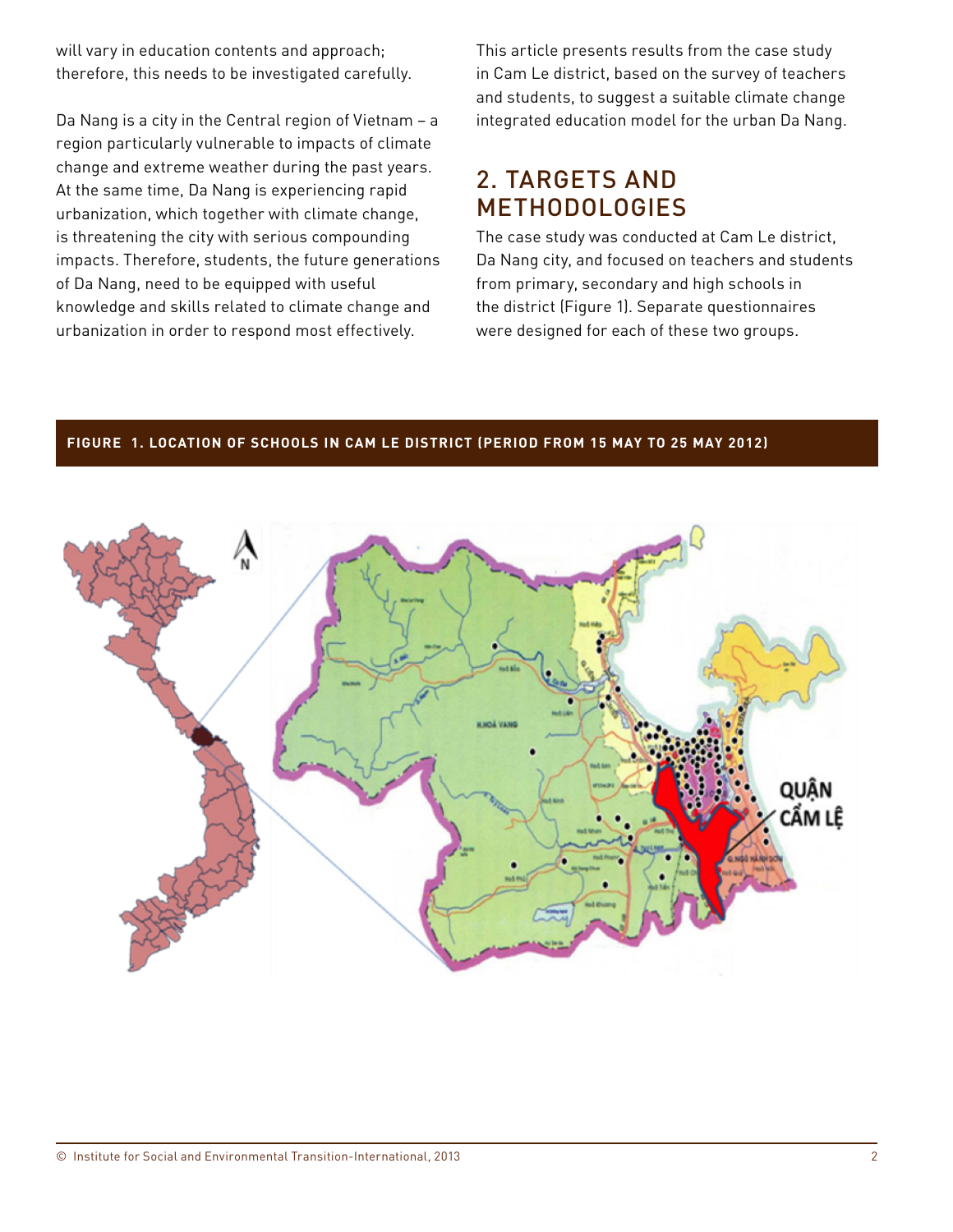will vary in education contents and approach; therefore, this needs to be investigated carefully.

Da Nang is a city in the Central region of Vietnam – a region particularly vulnerable to impacts of climate change and extreme weather during the past years. At the same time, Da Nang is experiencing rapid urbanization, which together with climate change, is threatening the city with serious compounding impacts. Therefore, students, the future generations of Da Nang, need to be equipped with useful knowledge and skills related to climate change and urbanization in order to respond most effectively.

This article presents results from the case study in Cam Le district, based on the survey of teachers and students, to suggest a suitable climate change integrated education model for the urban Da Nang.

## 2. TARGETS AND METHODOLOGIES

The case study was conducted at Cam Le district, Da Nang city, and focused on teachers and students from primary, secondary and high schools in the district (Figure 1). Separate questionnaires were designed for each of these two groups.

**FIGURE 1. LOCATION OF SCHOOLS IN CAM LE DISTRICT (PERIOD FROM 15 MAY TO 25 MAY 2012)**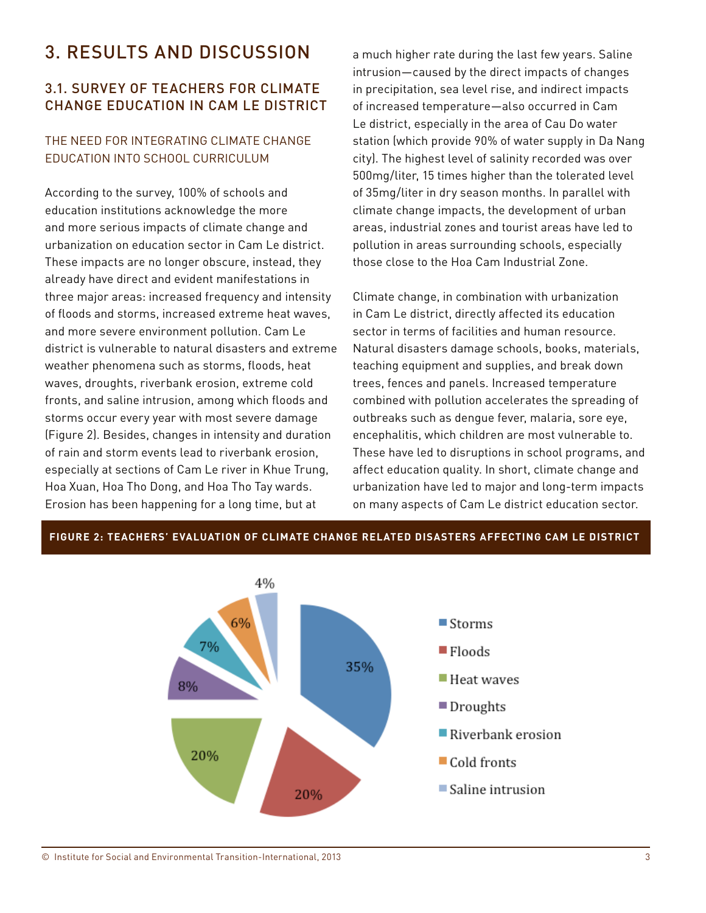# 3. RESULTS AND DISCUSSION

## 3.1. SURVEY OF TEACHERS FOR CLIMATE CHANGE EDUCATION IN CAM LE DISTRICT

### THE NEED FOR INTEGRATING CLIMATE CHANGE EDUCATION INTO SCHOOL CURRICULUM

According to the survey, 100% of schools and education institutions acknowledge the more and more serious impacts of climate change and urbanization on education sector in Cam Le district. These impacts are no longer obscure, instead, they already have direct and evident manifestations in three major areas: increased frequency and intensity of floods and storms, increased extreme heat waves, and more severe environment pollution. Cam Le district is vulnerable to natural disasters and extreme weather phenomena such as storms, floods, heat waves, droughts, riverbank erosion, extreme cold fronts, and saline intrusion, among which floods and storms occur every year with most severe damage (Figure 2). Besides, changes in intensity and duration of rain and storm events lead to riverbank erosion, especially at sections of Cam Le river in Khue Trung, Hoa Xuan, Hoa Tho Dong, and Hoa Tho Tay wards. Erosion has been happening for a long time, but at a much higher rate during the last few years. Saline intrusion—caused by the direct impacts of changes in precipitation, sea level rise, and indirect impacts of increased temperature—also occurred in Cam Le district, especially in the area of Cau Do water station (which provide 90% of water supply in Da Nang city). The highest level of salinity recorded was over 500mg/liter, 15 times higher than the tolerated level of 35mg/liter in dry season months. In parallel with climate change impacts, the development of urban areas, industrial zones and tourist areas have led to pollution in areas surrounding schools, especially those close to the Hoa Cam Industrial Zone.

Climate change, in combination with urbanization in Cam Le district, directly affected its education sector in terms of facilities and human resource. Natural disasters damage schools, books, materials, teaching equipment and supplies, and break down trees, fences and panels. Increased temperature combined with pollution accelerates the spreading of outbreaks such as dengue fever, malaria, sore eye, encephalitis, which children are most vulnerable to. These have led to disruptions in school programs, and affect education quality. In short, climate change and urbanization have led to major and long-term impacts on many aspects of Cam Le district education sector.

**FIGURE 2: TEACHERS' EVALUATION OF CLIMATE CHANGE RELATED DISASTERS AFFECTING CAM LE DISTRICT**

| Disaster | Percentage |
|---|---|
| Storms | 35% |
| Floods | 20% |
| Heat waves | 20% |
| Droughts | 8% |
| Riverbank erosion | 7% |
| Cold fronts | 6% |
| Saline intrusion | 4% |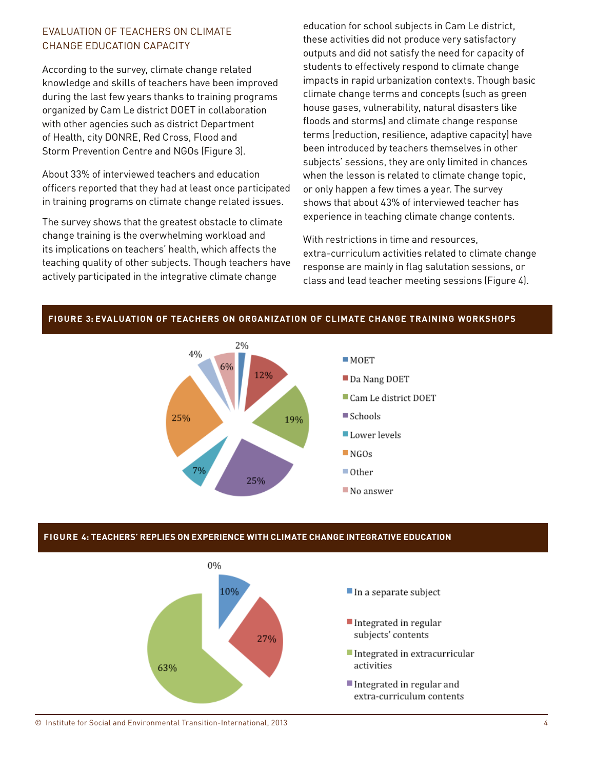## EVALUATION OF TEACHERS ON CLIMATE CHANGE EDUCATION CAPACITY

According to the survey, climate change related knowledge and skills of teachers have been improved during the last few years thanks to training programs organized by Cam Le district DOET in collaboration with other agencies such as district Department of Health, city DONRE, Red Cross, Flood and Storm Prevention Centre and NGOs (Figure 3).

About 33% of interviewed teachers and education officers reported that they had at least once participated in training programs on climate change related issues.

The survey shows that the greatest obstacle to climate change training is the overwhelming workload and its implications on teachers' health, which affects the teaching quality of other subjects. Though teachers have actively participated in the integrative climate change education for school subjects in Cam Le district, these activities did not produce very satisfactory outputs and did not satisfy the need for capacity of students to effectively respond to climate change impacts in rapid urbanization contexts. Though basic climate change terms and concepts (such as green house gases, vulnerability, natural disasters like floods and storms) and climate change response terms (reduction, resilience, adaptive capacity) have been introduced by teachers themselves in other subjects' sessions, they are only limited in chances when the lesson is related to climate change topic, or only happen a few times a year. The survey shows that about 43% of interviewed teacher has experience in teaching climate change contents.

With restrictions in time and resources, extra-curriculum activities related to climate change response are mainly in flag salutation sessions, or class and lead teacher meeting sessions (Figure 4).

**FIGURE 3: EVALUATION OF TEACHERS ON ORGANIZATION OF CLIMATE CHANGE TRAINING WORKSHOPS**

| Category | Percentage |
|---|---|
| MOET | 2% |
| Da Nang DOET | 12% |
| Cam Le district DOET | 19% |
| Schools | 25% |
| Lower levels | 7% |
| NGOs | 25% |
| Other | 4% |
| No answer | 6% |

**FIGURE 4: TEACHERS' REPLIES ON EXPERIENCE WITH CLIMATE CHANGE INTEGRATIVE EDUCATION**

| Category | Percentage |
|---|---|
| In a separate subject | 0% |
| Integrated in regular subjects' contents | 10% |
| Integrated in extracurricular activities | 27% |
| Integrated in regular and extra-curriculum contents | 63% |

© Institute for Social and Environmental Transition-International, 2013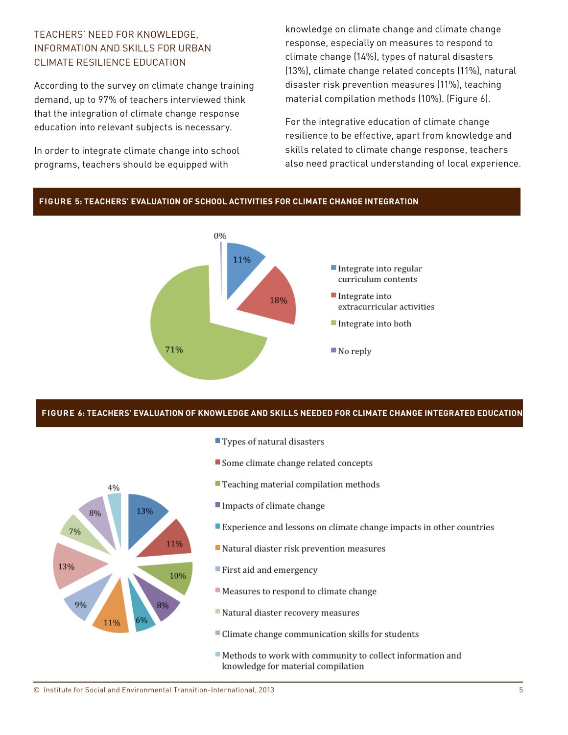## TEACHERS' NEED FOR KNOWLEDGE, INFORMATION AND SKILLS FOR URBAN CLIMATE RESILIENCE EDUCATION

According to the survey on climate change training demand, up to 97% of teachers interviewed think that the integration of climate change response education into relevant subjects is necessary.

In order to integrate climate change into school programs, teachers should be equipped with knowledge on climate change and climate change response, especially on measures to respond to climate change (14%), types of natural disasters (13%), climate change related concepts (11%), natural disaster risk prevention measures (11%), teaching material compilation methods (10%). (Figure 6).

For the integrative education of climate change resilience to be effective, apart from knowledge and skills related to climate change response, teachers also need practical understanding of local experience.

**FIGURE 5: TEACHERS' EVALUATION OF SCHOOL ACTIVITIES FOR CLIMATE CHANGE INTEGRATION**

| Response | Share |
|---|---|
| Integrate into regular curriculum contents | 11% |
| Integrate into extracurricular activities | 18% |
| Integrate into both | 71% |
| No reply | 0% |

**FIGURE 6: TEACHERS' EVALUATION OF KNOWLEDGE AND SKILLS NEEDED FOR CLIMATE CHANGE INTEGRATED EDUCATION**

| Knowledge/skill | Share |
|---|---|
| Types of natural disasters | 13% |
| Some climate change related concepts | 11% |
| Teaching material compilation methods | 10% |
| Impacts of climate change | 8% |
| Experience and lessons on climate change impacts in other countries | 6% |
| Natural diaster risk prevention measures | 11% |
| First aid and emergency | 9% |
| Measures to respond to climate change | 13% |
| Natural diaster recovery measures | 7% |
| Climate change communication skills for students | 8% |
| Methods to work with community to collect information and knowledge for material compilation | 4% |

© Institute for Social and Environmental Transition-International, 2013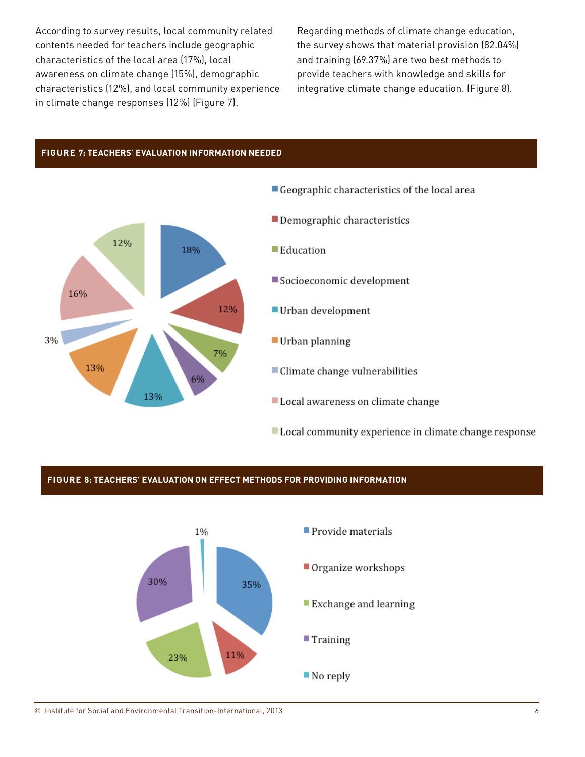According to survey results, local community related contents needed for teachers include geographic characteristics of the local area (17%), local awareness on climate change (15%), demographic characteristics (12%), and local community experience in climate change responses (12%) (Figure 7).

Regarding methods of climate change education, the survey shows that material provision (82.04%) and training (69.37%) are two best methods to provide teachers with knowledge and skills for integrative climate change education. (Figure 8).

**FIGURE 7: TEACHERS' EVALUATION INFORMATION NEEDED**

| Category | Percentage |
| --- | --- |
| Geographic characteristics of the local area | 18% |
| Demographic characteristics | 12% |
| Education | 7% |
| Socioeconomic development | 6% |
| Urban development | 13% |
| Urban planning | 13% |
| Climate change vulnerabilities | 3% |
| Local awareness on climate change | 16% |
| Local community experience in climate change response | 12% |

**FIGURE 8: TEACHERS' EVALUATION ON EFFECT METHODS FOR PROVIDING INFORMATION**

| Method | Percentage |
| --- | --- |
| Provide materials | 35% |
| Organize workshops | 11% |
| Exchange and learning | 23% |
| Training | 30% |
| No reply | 1% |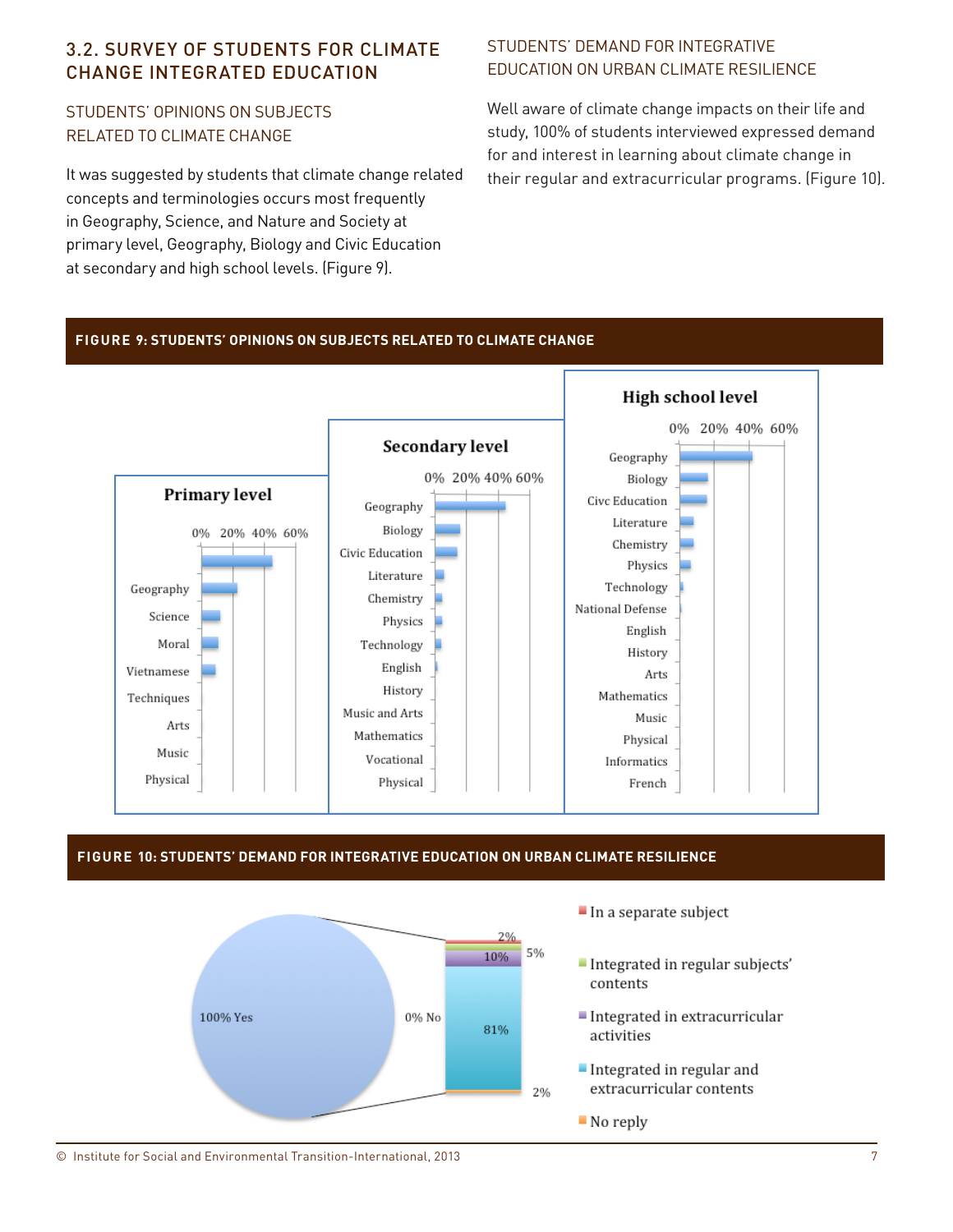## 3.2. SURVEY OF STUDENTS FOR CLIMATE CHANGE INTEGRATED EDUCATION

### STUDENTS' OPINIONS ON SUBJECTS RELATED TO CLIMATE CHANGE

It was suggested by students that climate change related concepts and terminologies occurs most frequently in Geography, Science, and Nature and Society at primary level, Geography, Biology and Civic Education at secondary and high school levels. (Figure 9).

### STUDENTS' DEMAND FOR INTEGRATIVE EDUCATION ON URBAN CLIMATE RESILIENCE

Well aware of climate change impacts on their life and study, 100% of students interviewed expressed demand for and interest in learning about climate change in their regular and extracurricular programs. (Figure 10).

**FIGURE 9: STUDENTS' OPINIONS ON SUBJECTS RELATED TO CLIMATE CHANGE**

**FIGURE 10: STUDENTS' DEMAND FOR INTEGRATIVE EDUCATION ON URBAN CLIMATE RESILIENCE**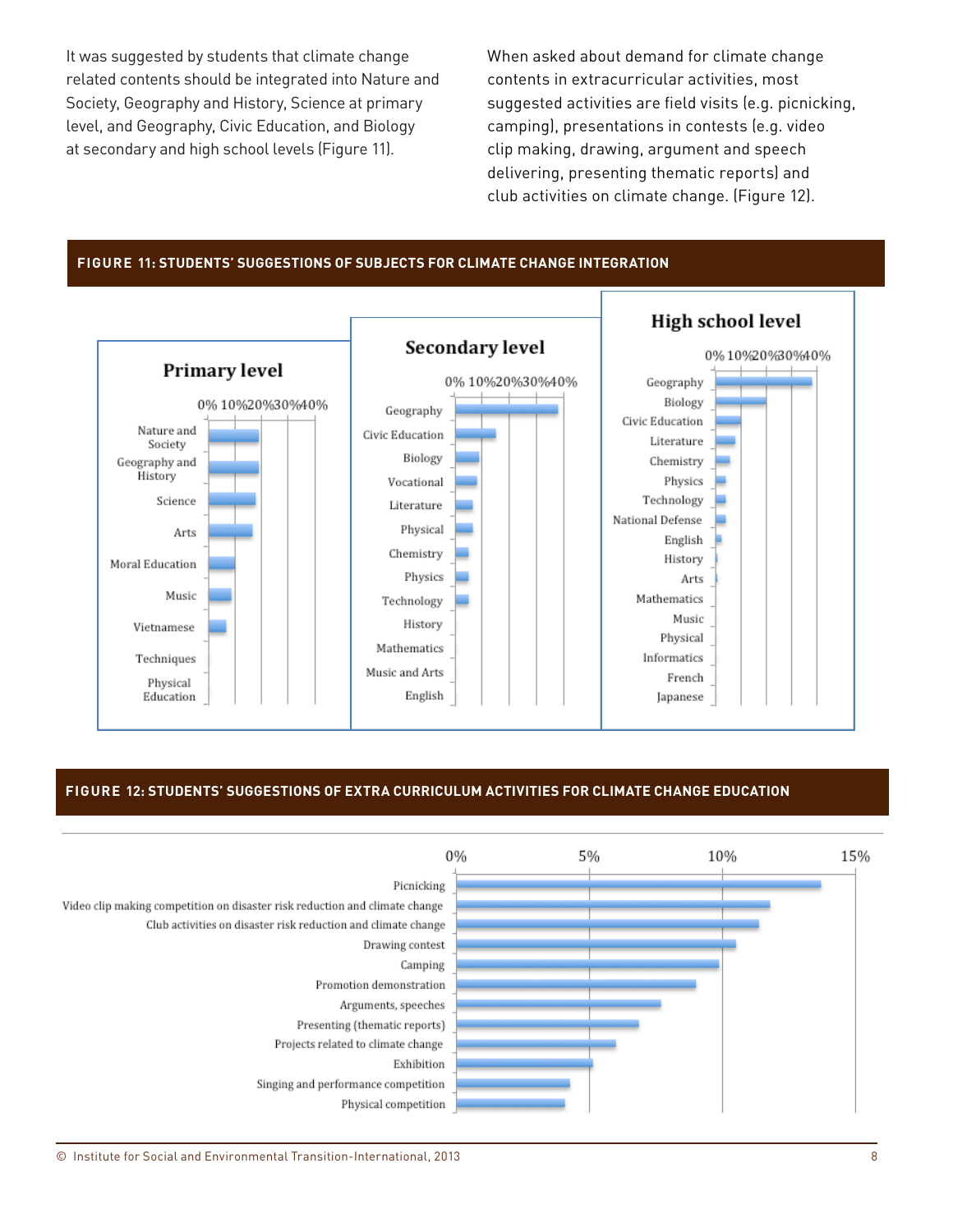It was suggested by students that climate change related contents should be integrated into Nature and Society, Geography and History, Science at primary level, and Geography, Civic Education, and Biology at secondary and high school levels (Figure 11).

When asked about demand for climate change contents in extracurricular activities, most suggested activities are field visits (e.g. picnicking, camping), presentations in contests (e.g. video clip making, drawing, argument and speech delivering, presenting thematic reports) and club activities on climate change. (Figure 12).

**FIGURE 11: STUDENTS' SUGGESTIONS OF SUBJECTS FOR CLIMATE CHANGE INTEGRATION**

Primary level: Nature and Society, Geography and History, Science, Arts, Moral Education, Music, Vietnamese, Techniques, Physical Education (axis: 0%, 10%, 20%, 30%, 40%)

Secondary level: Geography, Civic Education, Biology, Vocational, Literature, Physical, Chemistry, Physics, Technology, History, Mathematics, Music and Arts, English (axis: 0%, 10%, 20%, 30%, 40%)

High school level: Geography, Biology, Civic Education, Literature, Chemistry, Physics, Technology, National Defense, English, History, Arts, Mathematics, Music, Physical, Informatics, French, Japanese (axis: 0%, 10%, 20%, 30%, 40%)

**FIGURE 12: STUDENTS' SUGGESTIONS OF EXTRA CURRICULUM ACTIVITIES FOR CLIMATE CHANGE EDUCATION**

Activities (axis: 0%, 5%, 10%, 15%): Picnicking; Video clip making competition on disaster risk reduction and climate change; Club activities on disaster risk reduction and climate change; Drawing contest; Camping; Promotion demonstration; Arguments, speeches; Presenting (thematic reports); Projects related to climate change; Exhibition; Singing and performance competition; Physical competition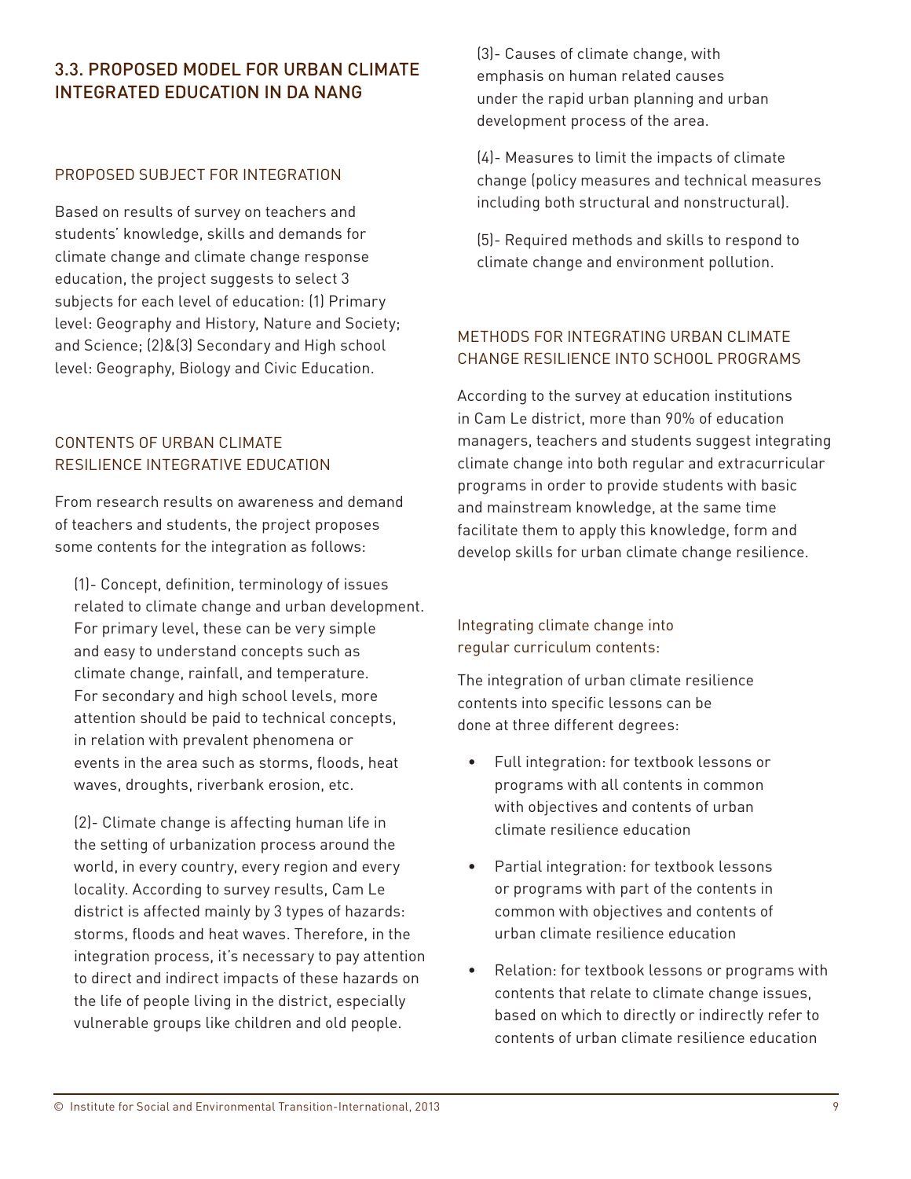## 3.3. PROPOSED MODEL FOR URBAN CLIMATE INTEGRATED EDUCATION IN DA NANG

### PROPOSED SUBJECT FOR INTEGRATION

Based on results of survey on teachers and students' knowledge, skills and demands for climate change and climate change response education, the project suggests to select 3 subjects for each level of education: (1) Primary level: Geography and History, Nature and Society; and Science; (2)&(3) Secondary and High school level: Geography, Biology and Civic Education.

### CONTENTS OF URBAN CLIMATE RESILIENCE INTEGRATIVE EDUCATION

From research results on awareness and demand of teachers and students, the project proposes some contents for the integration as follows:

(1)- Concept, definition, terminology of issues related to climate change and urban development. For primary level, these can be very simple and easy to understand concepts such as climate change, rainfall, and temperature. For secondary and high school levels, more attention should be paid to technical concepts, in relation with prevalent phenomena or events in the area such as storms, floods, heat waves, droughts, riverbank erosion, etc.

(2)- Climate change is affecting human life in the setting of urbanization process around the world, in every country, every region and every locality. According to survey results, Cam Le district is affected mainly by 3 types of hazards: storms, floods and heat waves. Therefore, in the integration process, it's necessary to pay attention to direct and indirect impacts of these hazards on the life of people living in the district, especially vulnerable groups like children and old people.

(3)- Causes of climate change, with emphasis on human related causes under the rapid urban planning and urban development process of the area.

(4)- Measures to limit the impacts of climate change (policy measures and technical measures including both structural and nonstructural).

(5)- Required methods and skills to respond to climate change and environment pollution.

### METHODS FOR INTEGRATING URBAN CLIMATE CHANGE RESILIENCE INTO SCHOOL PROGRAMS

According to the survey at education institutions in Cam Le district, more than 90% of education managers, teachers and students suggest integrating climate change into both regular and extracurricular programs in order to provide students with basic and mainstream knowledge, at the same time facilitate them to apply this knowledge, form and develop skills for urban climate change resilience.

#### Integrating climate change into regular curriculum contents:

The integration of urban climate resilience contents into specific lessons can be done at three different degrees:

- Full integration: for textbook lessons or programs with all contents in common with objectives and contents of urban climate resilience education
- Partial integration: for textbook lessons or programs with part of the contents in common with objectives and contents of urban climate resilience education
- Relation: for textbook lessons or programs with contents that relate to climate change issues, based on which to directly or indirectly refer to contents of urban climate resilience education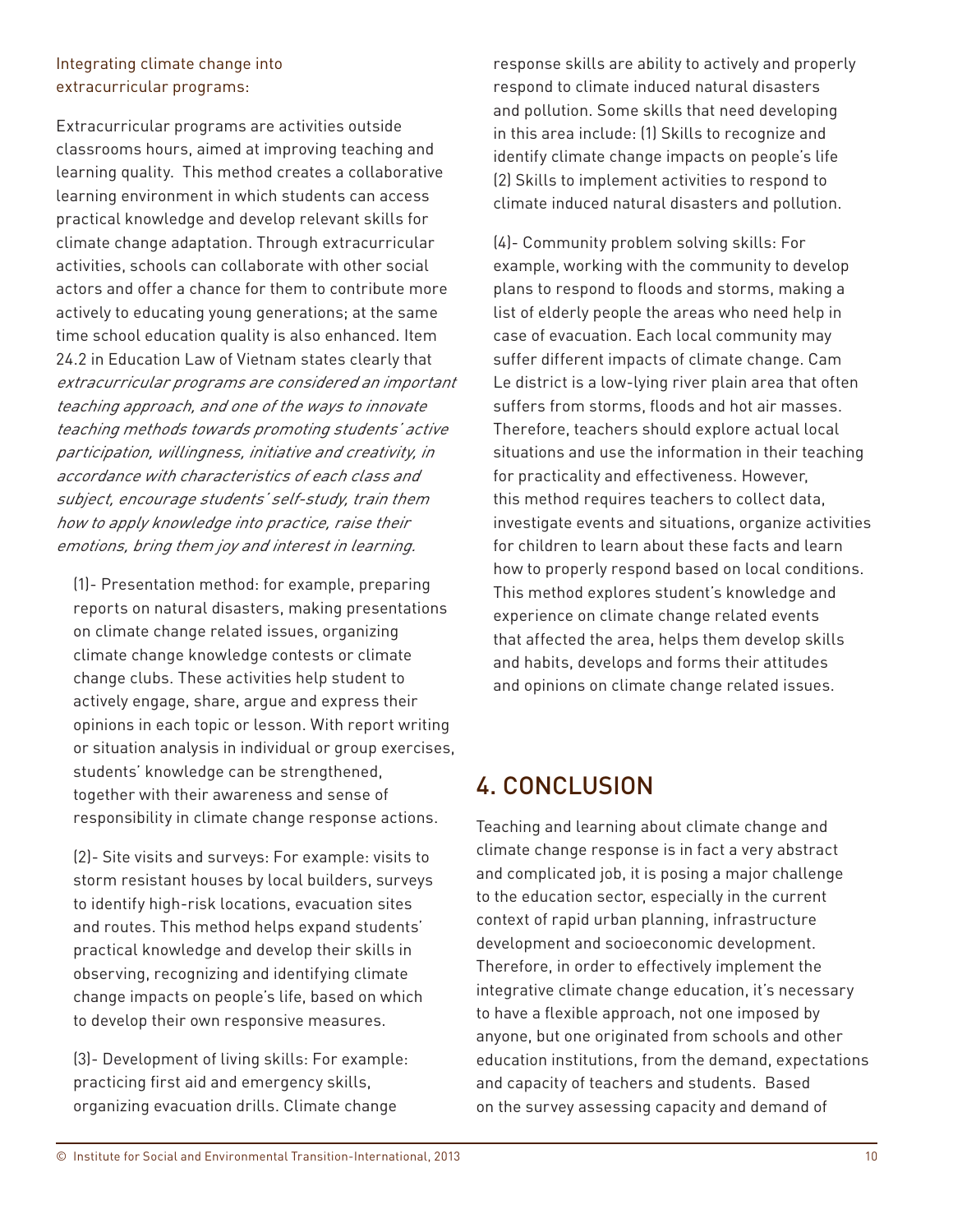Integrating climate change into extracurricular programs:

Extracurricular programs are activities outside classrooms hours, aimed at improving teaching and learning quality. This method creates a collaborative learning environment in which students can access practical knowledge and develop relevant skills for climate change adaptation. Through extracurricular activities, schools can collaborate with other social actors and offer a chance for them to contribute more actively to educating young generations; at the same time school education quality is also enhanced. Item 24.2 in Education Law of Vietnam states clearly that *extracurricular programs are considered an important teaching approach, and one of the ways to innovate teaching methods towards promoting students' active participation, willingness, initiative and creativity, in accordance with characteristics of each class and subject, encourage students' self-study, train them how to apply knowledge into practice, raise their emotions, bring them joy and interest in learning.*

(1)- Presentation method: for example, preparing reports on natural disasters, making presentations on climate change related issues, organizing climate change knowledge contests or climate change clubs. These activities help student to actively engage, share, argue and express their opinions in each topic or lesson. With report writing or situation analysis in individual or group exercises, students' knowledge can be strengthened, together with their awareness and sense of responsibility in climate change response actions.

(2)- Site visits and surveys: For example: visits to storm resistant houses by local builders, surveys to identify high-risk locations, evacuation sites and routes. This method helps expand students' practical knowledge and develop their skills in observing, recognizing and identifying climate change impacts on people's life, based on which to develop their own responsive measures.

(3)- Development of living skills: For example: practicing first aid and emergency skills, organizing evacuation drills. Climate change response skills are ability to actively and properly respond to climate induced natural disasters and pollution. Some skills that need developing in this area include: (1) Skills to recognize and identify climate change impacts on people's life (2) Skills to implement activities to respond to climate induced natural disasters and pollution.

(4)- Community problem solving skills: For example, working with the community to develop plans to respond to floods and storms, making a list of elderly people the areas who need help in case of evacuation. Each local community may suffer different impacts of climate change. Cam Le district is a low-lying river plain area that often suffers from storms, floods and hot air masses. Therefore, teachers should explore actual local situations and use the information in their teaching for practicality and effectiveness. However, this method requires teachers to collect data, investigate events and situations, organize activities for children to learn about these facts and learn how to properly respond based on local conditions. This method explores student's knowledge and experience on climate change related events that affected the area, helps them develop skills and habits, develops and forms their attitudes and opinions on climate change related issues.

## 4. CONCLUSION

Teaching and learning about climate change and climate change response is in fact a very abstract and complicated job, it is posing a major challenge to the education sector, especially in the current context of rapid urban planning, infrastructure development and socioeconomic development. Therefore, in order to effectively implement the integrative climate change education, it's necessary to have a flexible approach, not one imposed by anyone, but one originated from schools and other education institutions, from the demand, expectations and capacity of teachers and students. Based on the survey assessing capacity and demand of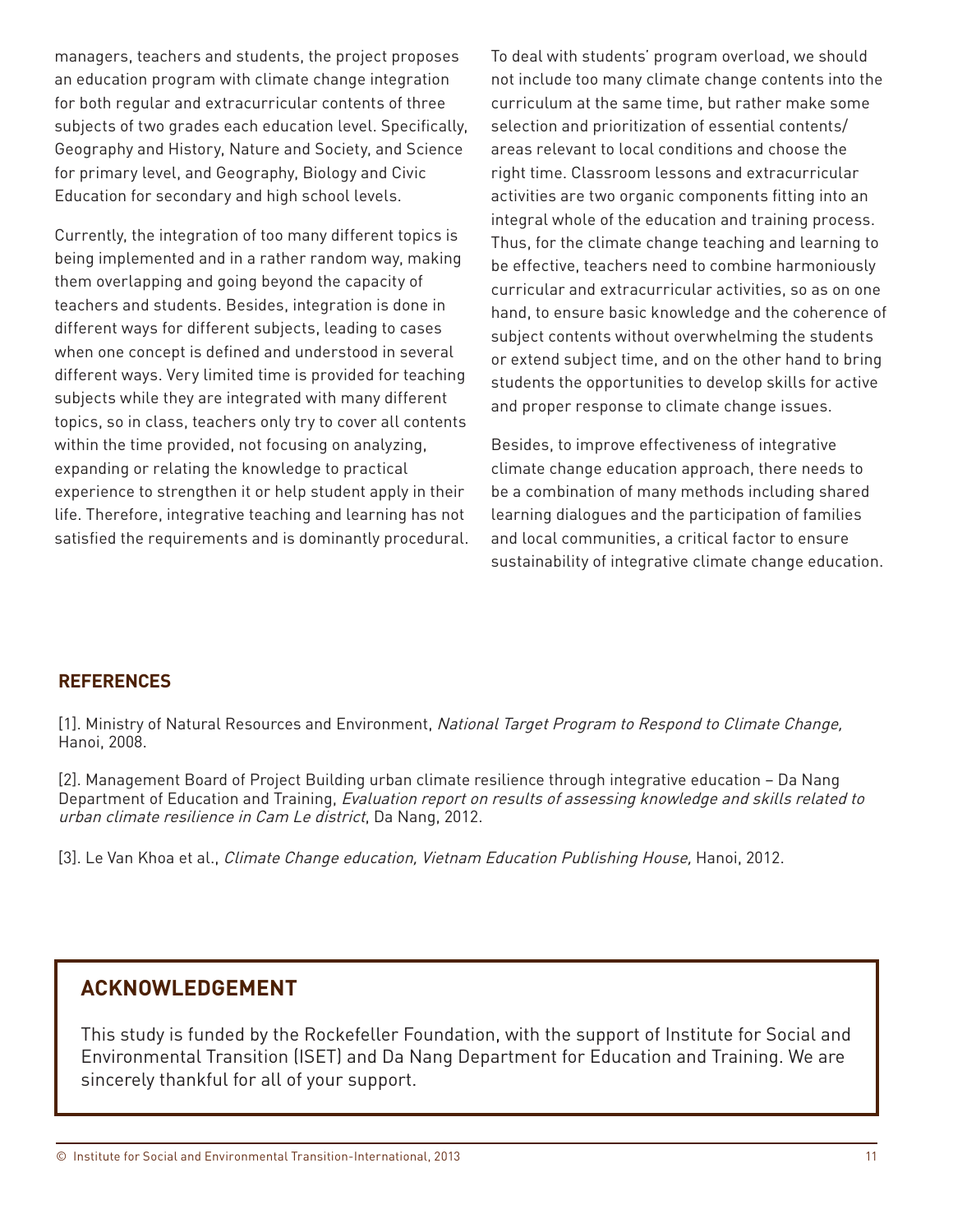managers, teachers and students, the project proposes an education program with climate change integration for both regular and extracurricular contents of three subjects of two grades each education level. Specifically, Geography and History, Nature and Society, and Science for primary level, and Geography, Biology and Civic Education for secondary and high school levels.

Currently, the integration of too many different topics is being implemented and in a rather random way, making them overlapping and going beyond the capacity of teachers and students. Besides, integration is done in different ways for different subjects, leading to cases when one concept is defined and understood in several different ways. Very limited time is provided for teaching subjects while they are integrated with many different topics, so in class, teachers only try to cover all contents within the time provided, not focusing on analyzing, expanding or relating the knowledge to practical experience to strengthen it or help student apply in their life. Therefore, integrative teaching and learning has not satisfied the requirements and is dominantly procedural.

To deal with students' program overload, we should not include too many climate change contents into the curriculum at the same time, but rather make some selection and prioritization of essential contents/areas relevant to local conditions and choose the right time. Classroom lessons and extracurricular activities are two organic components fitting into an integral whole of the education and training process. Thus, for the climate change teaching and learning to be effective, teachers need to combine harmoniously curricular and extracurricular activities, so as on one hand, to ensure basic knowledge and the coherence of subject contents without overwhelming the students or extend subject time, and on the other hand to bring students the opportunities to develop skills for active and proper response to climate change issues.

Besides, to improve effectiveness of integrative climate change education approach, there needs to be a combination of many methods including shared learning dialogues and the participation of families and local communities, a critical factor to ensure sustainability of integrative climate change education.

## REFERENCES

[1]. Ministry of Natural Resources and Environment, *National Target Program to Respond to Climate Change,* Hanoi, 2008.

[2]. Management Board of Project Building urban climate resilience through integrative education – Da Nang Department of Education and Training, *Evaluation report on results of assessing knowledge and skills related to urban climate resilience in Cam Le district*, Da Nang, 2012.

[3]. Le Van Khoa et al., *Climate Change education, Vietnam Education Publishing House,* Hanoi, 2012.

## ACKNOWLEDGEMENT

This study is funded by the Rockefeller Foundation, with the support of Institute for Social and Environmental Transition (ISET) and Da Nang Department for Education and Training. We are sincerely thankful for all of your support.